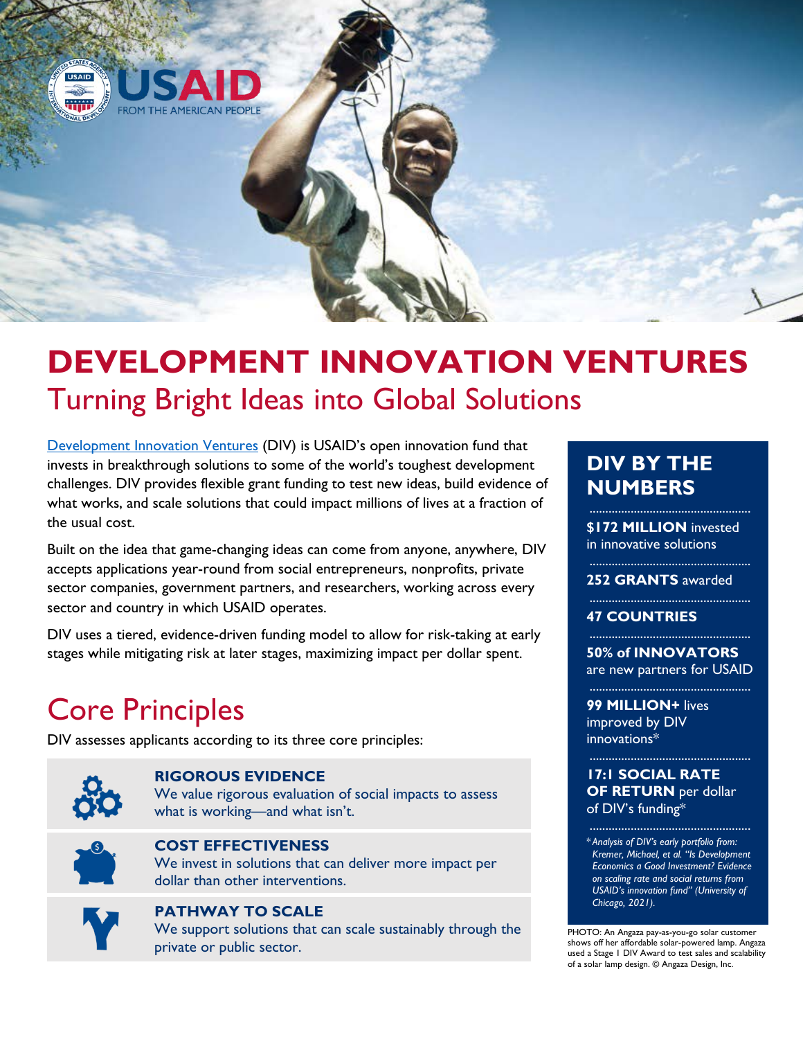# DEVELOPMENT INNOVATION VENTURES

## Turning Bright Ideas into Global Solutions

Development Innovation Ventures (DIV) is USAID's open innovation fund that invests in breakthrough solutions to some of the world's toughest development challenges. DIV provides flexible grant funding to test new ideas, build evidence of what works, and scale solutions that could impact millions of lives at a fraction of the usual cost.

Built on the idea that game-changing ideas can come from anyone, anywhere, DIV accepts applications year-round from social entrepreneurs, nonprofits, private sector companies, government partners, and researchers, working across every sector and country in which USAID operates.

DIV uses a tiered, evidence-driven funding model to allow for risk-taking at early stages while mitigating risk at later stages, maximizing impact per dollar spent.

## Core Principles

DIV assesses applicants according to its three core principles:

**RIGOROUS EVIDENCE**
We value rigorous evaluation of social impacts to assess what is working—and what isn't.

**COST EFFECTIVENESS**
We invest in solutions that can deliver more impact per dollar than other interventions.

**PATHWAY TO SCALE**
We support solutions that can scale sustainably through the private or public sector.

## DIV BY THE NUMBERS

**$172 MILLION** invested in innovative solutions

**252 GRANTS** awarded

**47 COUNTRIES**

**50% of INNOVATORS** are new partners for USAID

**99 MILLION+** lives improved by DIV innovations*

**17:1 SOCIAL RATE OF RETURN** per dollar of DIV's funding*

*\*Analysis of DIV's early portfolio from: Kremer, Michael, et al. "Is Development Economics a Good Investment? Evidence on scaling rate and social returns from USAID's innovation fund" (University of Chicago, 2021).*

PHOTO: An Angaza pay-as-you-go solar customer shows off her affordable solar-powered lamp. Angaza used a Stage 1 DIV Award to test sales and scalability of a solar lamp design. © Angaza Design, Inc.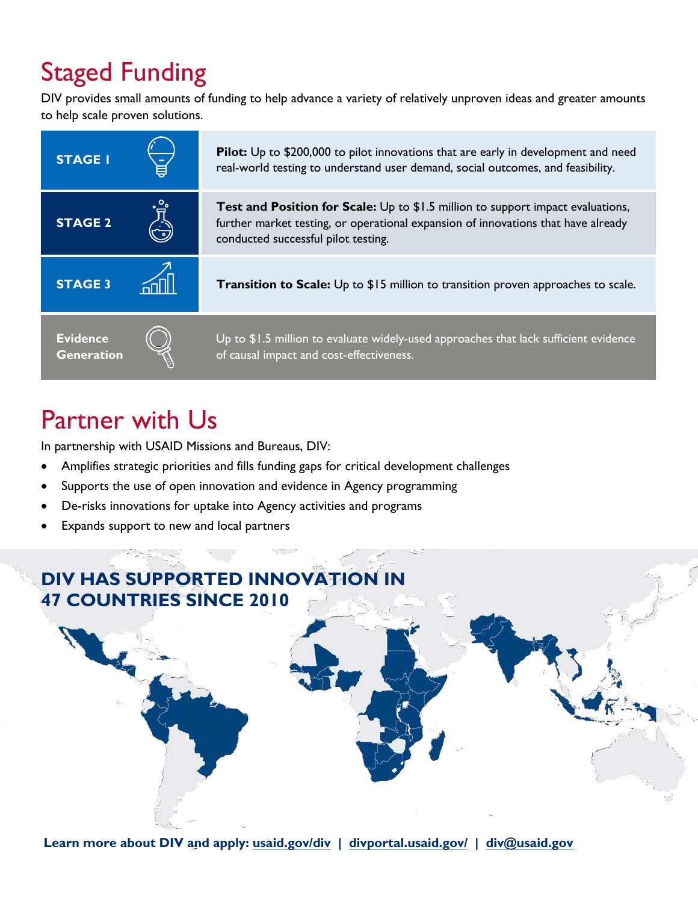## Staged Funding

DIV provides small amounts of funding to help advance a variety of relatively unproven ideas and greater amounts to help scale proven solutions.

| | |
|---|---|
| **STAGE 1** | **Pilot:** Up to $200,000 to pilot innovations that are early in development and need real-world testing to understand user demand, social outcomes, and feasibility. |
| **STAGE 2** | **Test and Position for Scale:** Up to $1.5 million to support impact evaluations, further market testing, or operational expansion of innovations that have already conducted successful pilot testing. |
| **STAGE 3** | **Transition to Scale:** Up to $15 million to transition proven approaches to scale. |
| **Evidence Generation** | Up to $1.5 million to evaluate widely-used approaches that lack sufficient evidence of causal impact and cost-effectiveness. |

## Partner with Us

In partnership with USAID Missions and Bureaus, DIV:

- Amplifies strategic priorities and fills funding gaps for critical development challenges
- Supports the use of open innovation and evidence in Agency programming
- De-risks innovations for uptake into Agency activities and programs
- Expands support to new and local partners

**DIV HAS SUPPORTED INNOVATION IN 47 COUNTRIES SINCE 2010**

**Learn more about DIV and apply: usaid.gov/div | divportal.usaid.gov/ | div@usaid.gov**